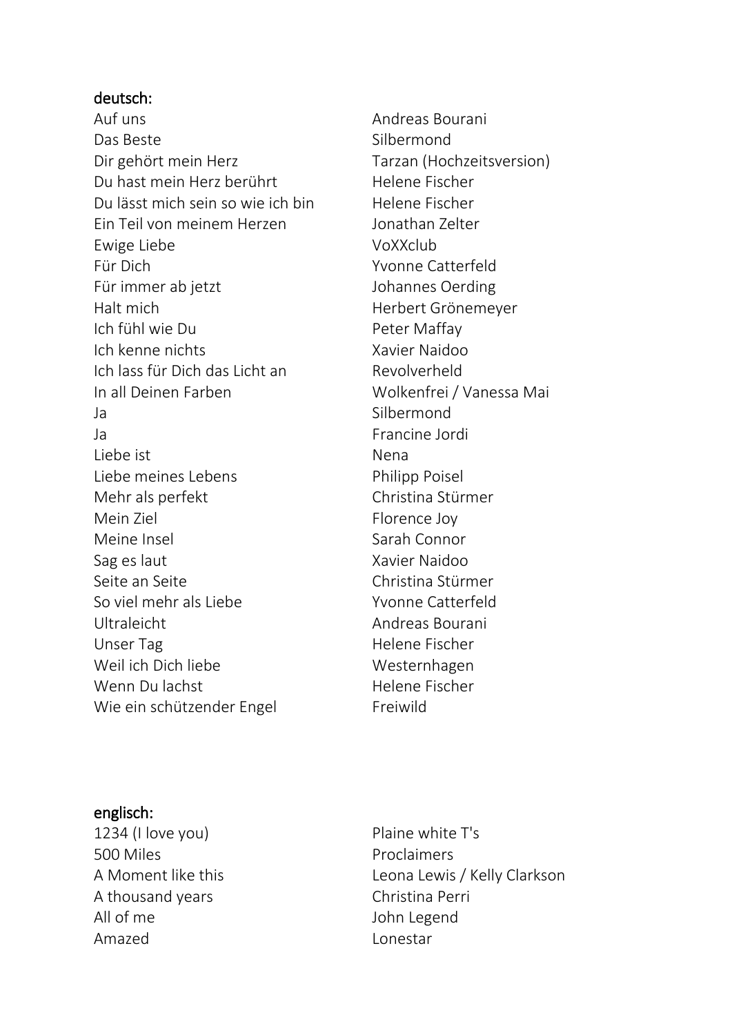deutsch:

| | |
|---|---|
| Auf uns | Andreas Bourani |
| Das Beste | Silbermond |
| Dir gehört mein Herz | Tarzan (Hochzeitsversion) |
| Du hast mein Herz berührt | Helene Fischer |
| Du lässt mich sein so wie ich bin | Helene Fischer |
| Ein Teil von meinem Herzen | Jonathan Zelter |
| Ewige Liebe | VoXXclub |
| Für Dich | Yvonne Catterfeld |
| Für immer ab jetzt | Johannes Oerding |
| Halt mich | Herbert Grönemeyer |
| Ich fühl wie Du | Peter Maffay |
| Ich kenne nichts | Xavier Naidoo |
| Ich lass für Dich das Licht an | Revolverheld |
| In all Deinen Farben | Wolkenfrei / Vanessa Mai |
| Ja | Silbermond |
| Ja | Francine Jordi |
| Liebe ist | Nena |
| Liebe meines Lebens | Philipp Poisel |
| Mehr als perfekt | Christina Stürmer |
| Mein Ziel | Florence Joy |
| Meine Insel | Sarah Connor |
| Sag es laut | Xavier Naidoo |
| Seite an Seite | Christina Stürmer |
| So viel mehr als Liebe | Yvonne Catterfeld |
| Ultraleicht | Andreas Bourani |
| Unser Tag | Helene Fischer |
| Weil ich Dich liebe | Westernhagen |
| Wenn Du lachst | Helene Fischer |
| Wie ein schützender Engel | Freiwild |

englisch:

| | |
|---|---|
| 1234 (I love you) | Plaine white T's |
| 500 Miles | Proclaimers |
| A Moment like this | Leona Lewis / Kelly Clarkson |
| A thousand years | Christina Perri |
| All of me | John Legend |
| Amazed | Lonestar |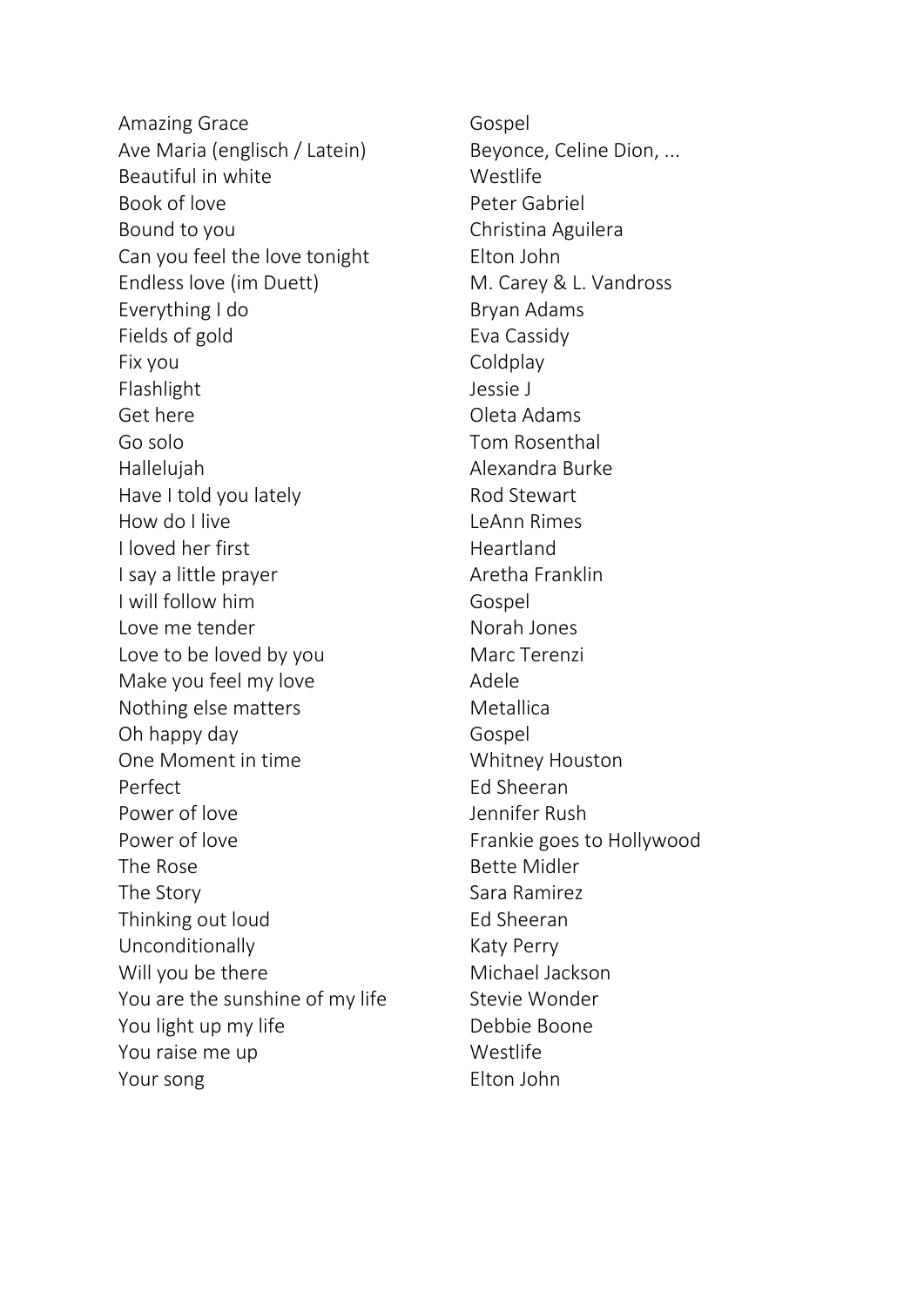| | |
|---|---|
| Amazing Grace | Gospel |
| Ave Maria (englisch / Latein) | Beyonce, Celine Dion, ... |
| Beautiful in white | Westlife |
| Book of love | Peter Gabriel |
| Bound to you | Christina Aguilera |
| Can you feel the love tonight | Elton John |
| Endless love (im Duett) | M. Carey & L. Vandross |
| Everything I do | Bryan Adams |
| Fields of gold | Eva Cassidy |
| Fix you | Coldplay |
| Flashlight | Jessie J |
| Get here | Oleta Adams |
| Go solo | Tom Rosenthal |
| Hallelujah | Alexandra Burke |
| Have I told you lately | Rod Stewart |
| How do I live | LeAnn Rimes |
| I loved her first | Heartland |
| I say a little prayer | Aretha Franklin |
| I will follow him | Gospel |
| Love me tender | Norah Jones |
| Love to be loved by you | Marc Terenzi |
| Make you feel my love | Adele |
| Nothing else matters | Metallica |
| Oh happy day | Gospel |
| One Moment in time | Whitney Houston |
| Perfect | Ed Sheeran |
| Power of love | Jennifer Rush |
| Power of love | Frankie goes to Hollywood |
| The Rose | Bette Midler |
| The Story | Sara Ramirez |
| Thinking out loud | Ed Sheeran |
| Unconditionally | Katy Perry |
| Will you be there | Michael Jackson |
| You are the sunshine of my life | Stevie Wonder |
| You light up my life | Debbie Boone |
| You raise me up | Westlife |
| Your song | Elton John |